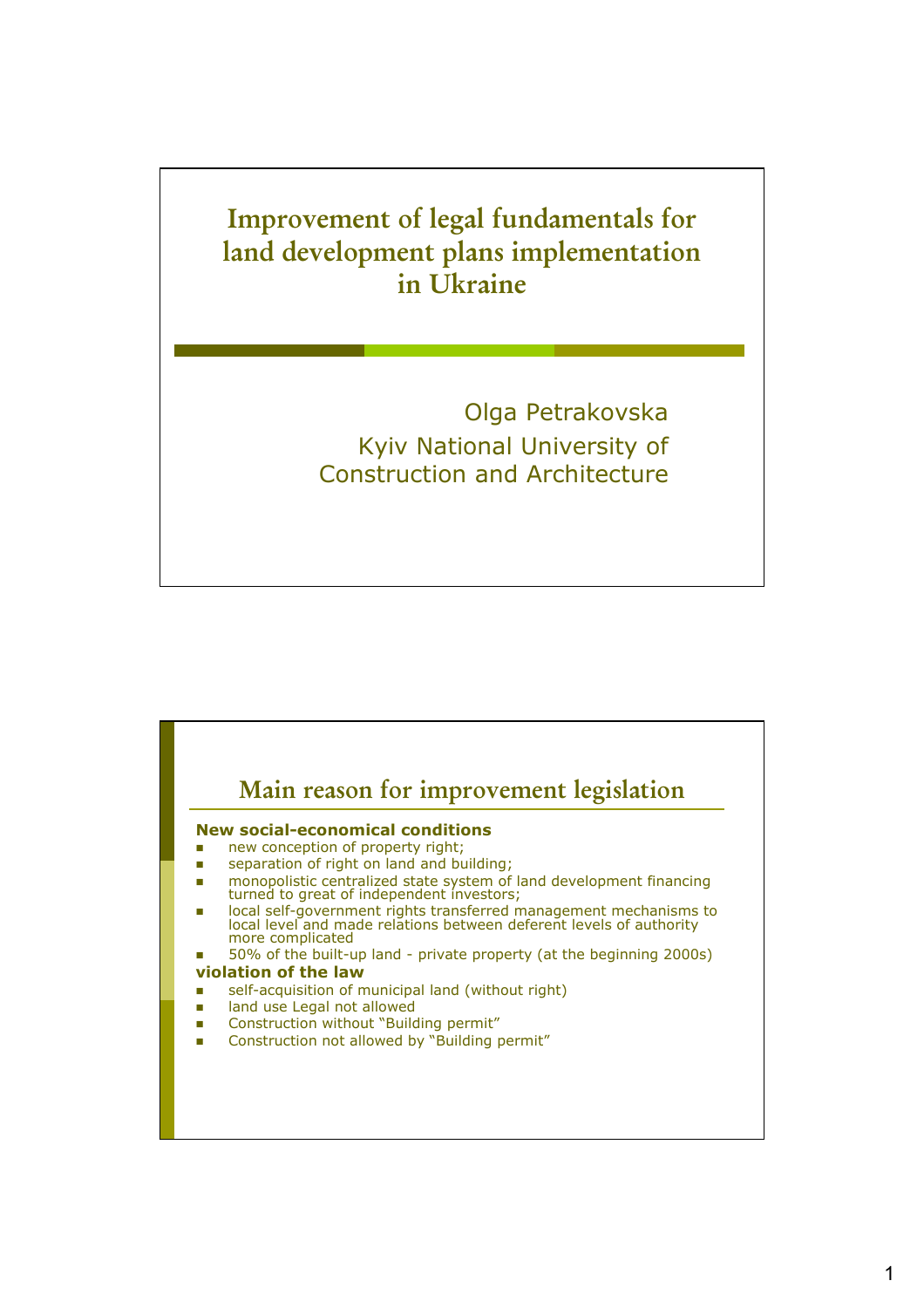# Improvement of legal fundamentals for land development plans implementation in Ukraine

Olga Petrakovska
Kyiv National University of Construction and Architecture

## Main reason for improvement legislation

**New social-economical conditions**

- new conception of property right;
- separation of right on land and building;
- monopolistic centralized state system of land development financing turned to great of independent investors;
- local self-government rights transferred management mechanisms to local level and made relations between deferent levels of authority more complicated
- 50% of the built-up land - private property (at the beginning 2000s)

**violation of the law**

- self-acquisition of municipal land (without right)
- land use Legal not allowed
- Construction without "Building permit"
- Construction not allowed by "Building permit"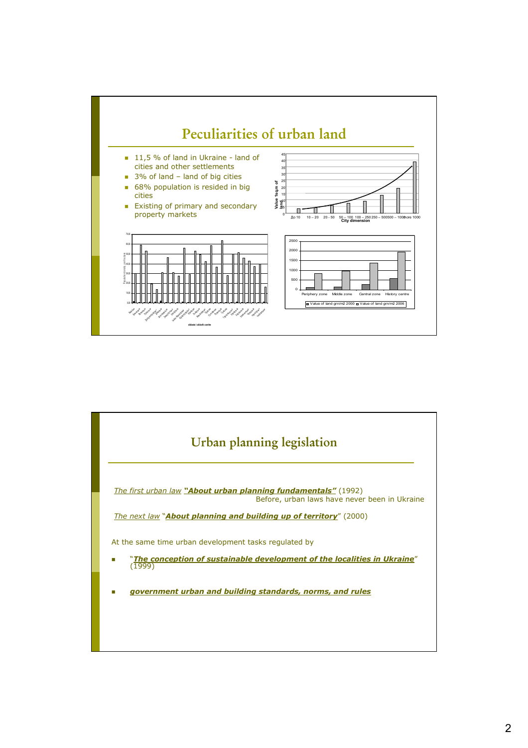# Peculiarities of urban land

- 11,5 % of land in Ukraine - land of cities and other settlements
- 3% of land – land of big cities
- 68% population is resided in big cities
- Existing of primary and secondary property markets

# Urban planning legislation

*The first urban law* ***"About urban planning fundamentals"*** (1992)
Before, urban laws have never been in Ukraine

*The next law* "***About planning and building up of territory***" (2000)

At the same time urban development tasks regulated by

- "***The conception of sustainable development of the localities in Ukraine***" (1999)
- ***government urban and building standards, norms, and rules***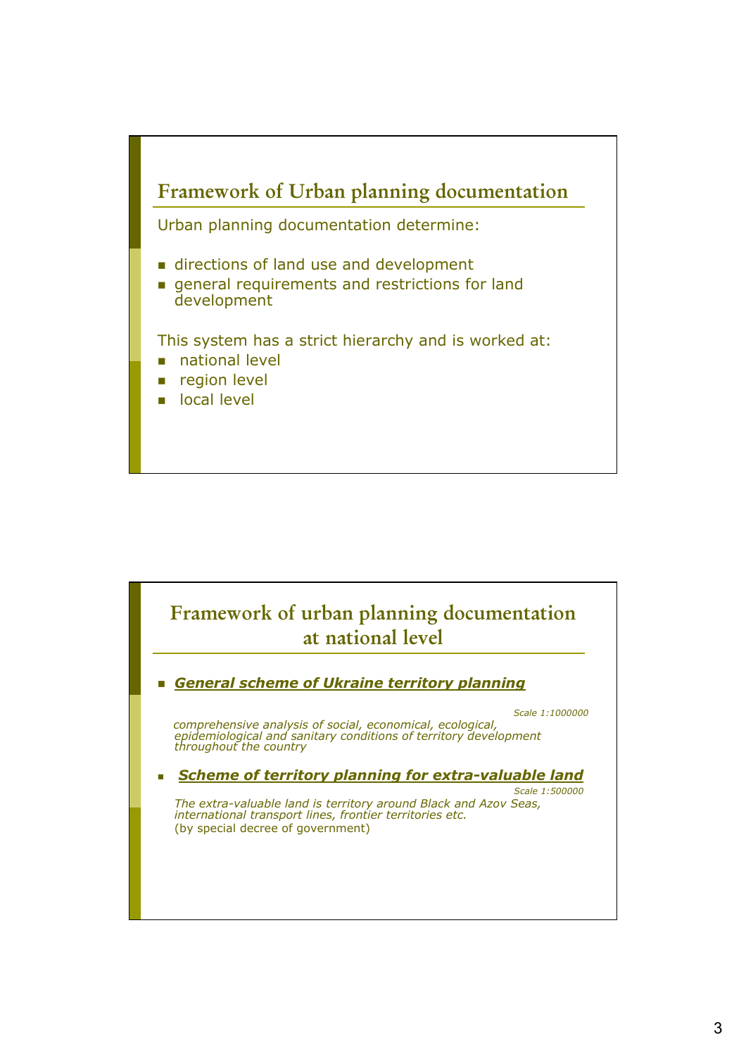## Framework of Urban planning documentation

Urban planning documentation determine:

- directions of land use and development
- general requirements and restrictions for land development

This system has a strict hierarchy and is worked at:

- national level
- region level
- local level

## Framework of urban planning documentation at national level

- ***General scheme of Ukraine territory planning***

*Scale 1:1000000*

*comprehensive analysis of social, economical, ecological, epidemiological and sanitary conditions of territory development throughout the country*

- ***Scheme of territory planning for extra-valuable land***

*Scale 1:500000*

*The extra-valuable land is territory around Black and Azov Seas, international transport lines, frontier territories etc.*
(by special decree of government)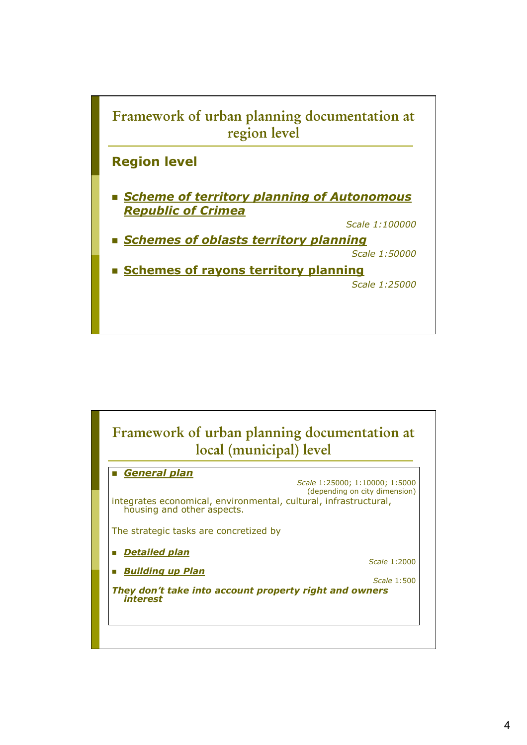## Framework of urban planning documentation at region level

### Region level

- ***Scheme of territory planning of Autonomous Republic of Crimea***

  *Scale 1:100000*

- ***Schemes of oblasts territory planning***

  *Scale 1:50000*

- **Schemes of rayons territory planning**

  *Scale 1:25000*

## Framework of urban planning documentation at local (municipal) level

- ***General plan***

  *Scale* 1:25000; 1:10000; 1:5000 (depending on city dimension)

integrates economical, environmental, cultural, infrastructural, housing and other aspects.

The strategic tasks are concretized by

- ***Detailed plan***

  *Scale* 1:2000

- ***Building up Plan***

  *Scale* 1:500

***They don't take into account property right and owners interest***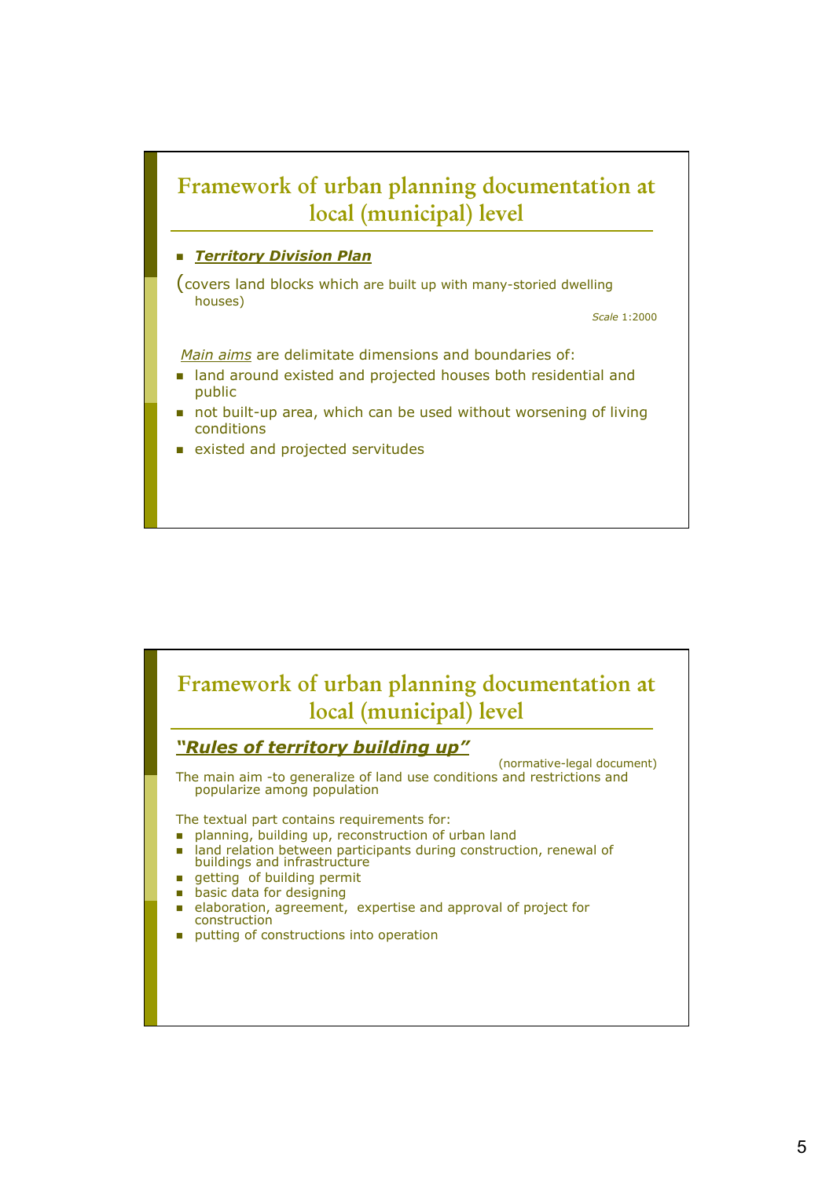## Framework of urban planning documentation at local (municipal) level

- ***Territory Division Plan***

(covers land blocks which are built up with many-storied dwelling houses)

*Scale* 1:2000

*Main aims* are delimitate dimensions and boundaries of:

- land around existed and projected houses both residential and public
- not built-up area, which can be used without worsening of living conditions
- existed and projected servitudes

## Framework of urban planning documentation at local (municipal) level

***"Rules of territory building up"***

(normative-legal document)

The main aim -to generalize of land use conditions and restrictions and popularize among population

The textual part contains requirements for:

- planning, building up, reconstruction of urban land
- land relation between participants during construction, renewal of buildings and infrastructure
- getting of building permit
- basic data for designing
- elaboration, agreement, expertise and approval of project for construction
- putting of constructions into operation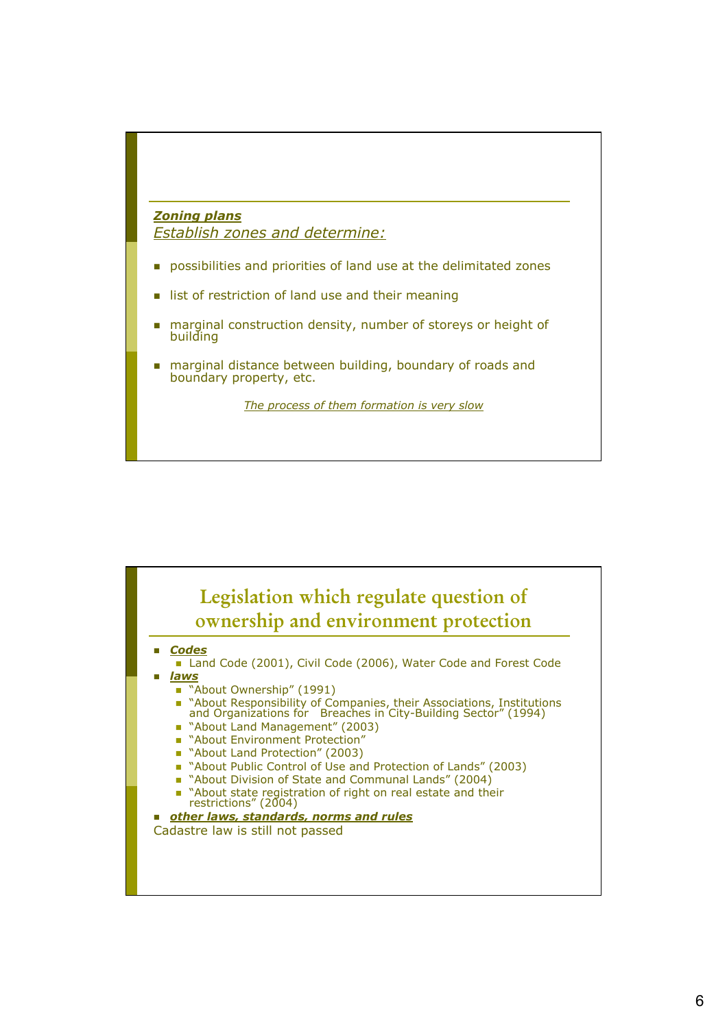***Zoning plans***
*Establish zones and determine:*

- possibilities and priorities of land use at the delimitated zones
- list of restriction of land use and their meaning
- marginal construction density, number of storeys or height of building
- marginal distance between building, boundary of roads and boundary property, etc.

*The process of them formation is very slow*

## Legislation which regulate question of ownership and environment protection

- ***Codes***
  - Land Code (2001), Civil Code (2006), Water Code and Forest Code
- ***laws***
  - "About Ownership" (1991)
  - "About Responsibility of Companies, their Associations, Institutions and Organizations for Breaches in City-Building Sector" (1994)
  - "About Land Management" (2003)
  - "About Environment Protection"
  - "About Land Protection" (2003)
  - "About Public Control of Use and Protection of Lands" (2003)
  - "About Division of State and Communal Lands" (2004)
  - "About state registration of right on real estate and their restrictions" (2004)
- ***other laws, standards, norms and rules***

Cadastre law is still not passed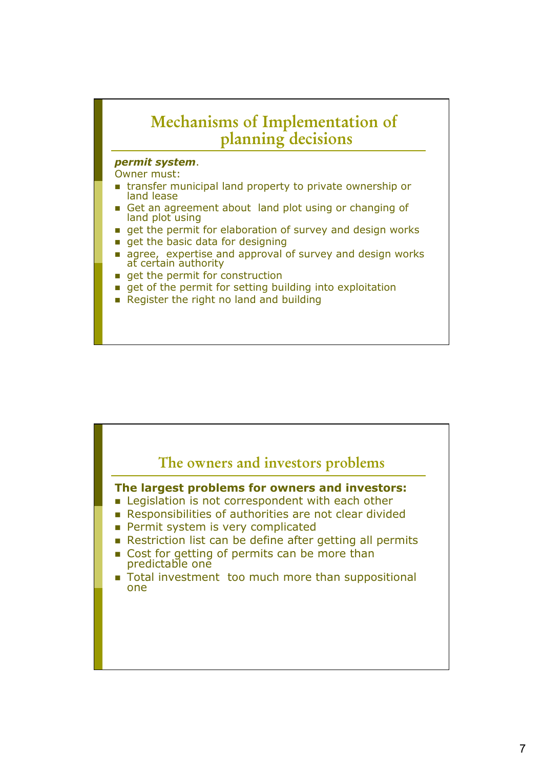## Mechanisms of Implementation of planning decisions

***permit system***.

Owner must:

- transfer municipal land property to private ownership or land lease
- Get an agreement about land plot using or changing of land plot using
- get the permit for elaboration of survey and design works
- get the basic data for designing
- agree, expertise and approval of survey and design works at certain authority
- get the permit for construction
- get of the permit for setting building into exploitation
- Register the right no land and building

## The owners and investors problems

**The largest problems for owners and investors:**

- Legislation is not correspondent with each other
- Responsibilities of authorities are not clear divided
- Permit system is very complicated
- Restriction list can be define after getting all permits
- Cost for getting of permits can be more than predictable one
- Total investment too much more than suppositional one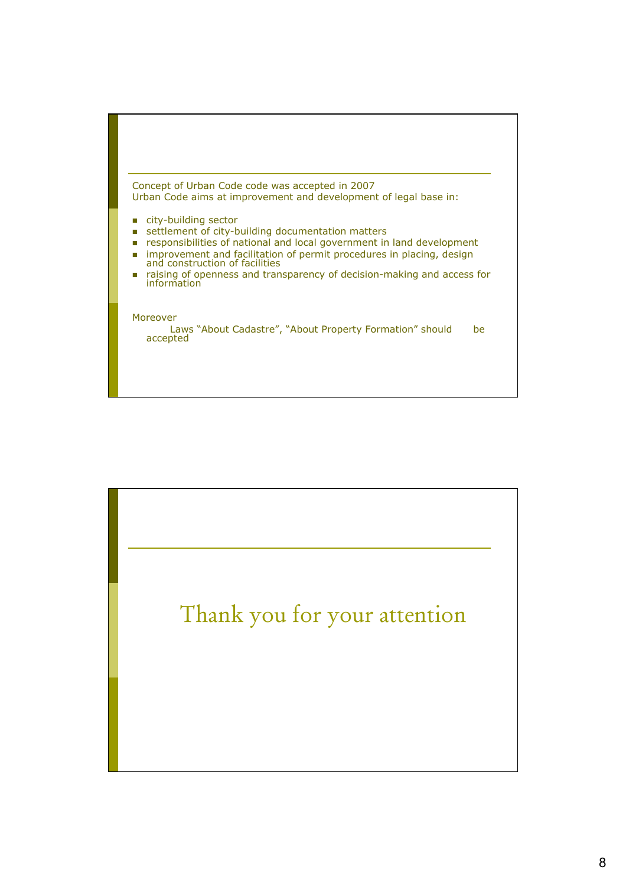Concept of Urban Code code was accepted in 2007
Urban Code aims at improvement and development of legal base in:

- city-building sector
- settlement of city-building documentation matters
- responsibilities of national and local government in land development
- improvement and facilitation of permit procedures in placing, design and construction of facilities
- raising of openness and transparency of decision-making and access for information

Moreover

Laws "About Cadastre", "About Property Formation" should be accepted

---

Thank you for your attention